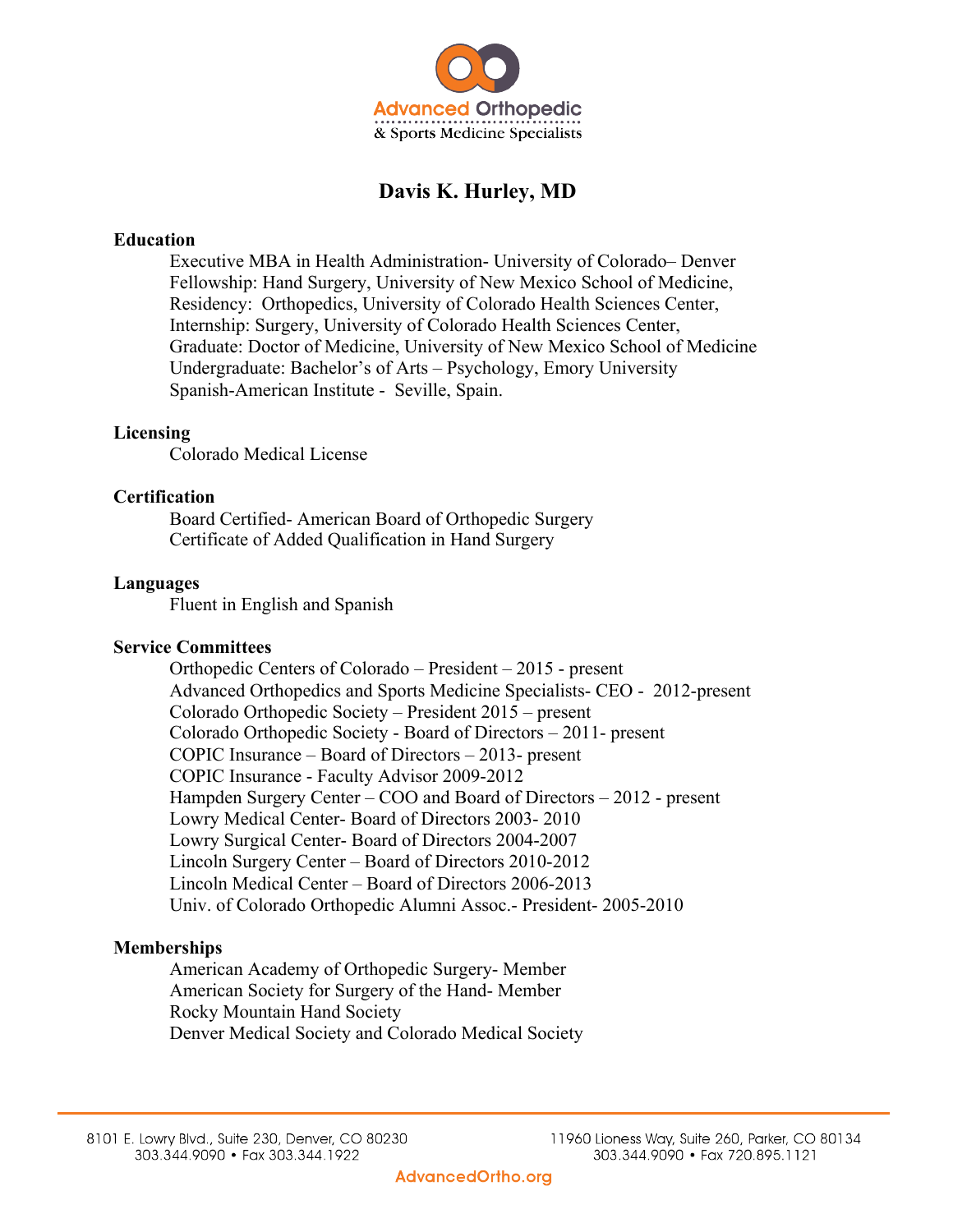Advanced Orthopedic
& Sports Medicine Specialists

# Davis K. Hurley, MD

## Education

Executive MBA in Health Administration- University of Colorado– Denver
Fellowship: Hand Surgery, University of New Mexico School of Medicine,
Residency: Orthopedics, University of Colorado Health Sciences Center,
Internship: Surgery, University of Colorado Health Sciences Center,
Graduate: Doctor of Medicine, University of New Mexico School of Medicine
Undergraduate: Bachelor's of Arts – Psychology, Emory University
Spanish-American Institute - Seville, Spain.

## Licensing

Colorado Medical License

## Certification

Board Certified- American Board of Orthopedic Surgery
Certificate of Added Qualification in Hand Surgery

## Languages

Fluent in English and Spanish

## Service Committees

Orthopedic Centers of Colorado – President – 2015 - present
Advanced Orthopedics and Sports Medicine Specialists- CEO - 2012-present
Colorado Orthopedic Society – President 2015 – present
Colorado Orthopedic Society - Board of Directors – 2011- present
COPIC Insurance – Board of Directors – 2013- present
COPIC Insurance - Faculty Advisor 2009-2012
Hampden Surgery Center – COO and Board of Directors – 2012 - present
Lowry Medical Center- Board of Directors 2003- 2010
Lowry Surgical Center- Board of Directors 2004-2007
Lincoln Surgery Center – Board of Directors 2010-2012
Lincoln Medical Center – Board of Directors 2006-2013
Univ. of Colorado Orthopedic Alumni Assoc.- President- 2005-2010

## Memberships

American Academy of Orthopedic Surgery- Member
American Society for Surgery of the Hand- Member
Rocky Mountain Hand Society
Denver Medical Society and Colorado Medical Society

8101 E. Lowry Blvd., Suite 230, Denver, CO 80230
303.344.9090 • Fax 303.344.1922

11960 Lioness Way, Suite 260, Parker, CO 80134
303.344.9090 • Fax 720.895.1121

AdvancedOrtho.org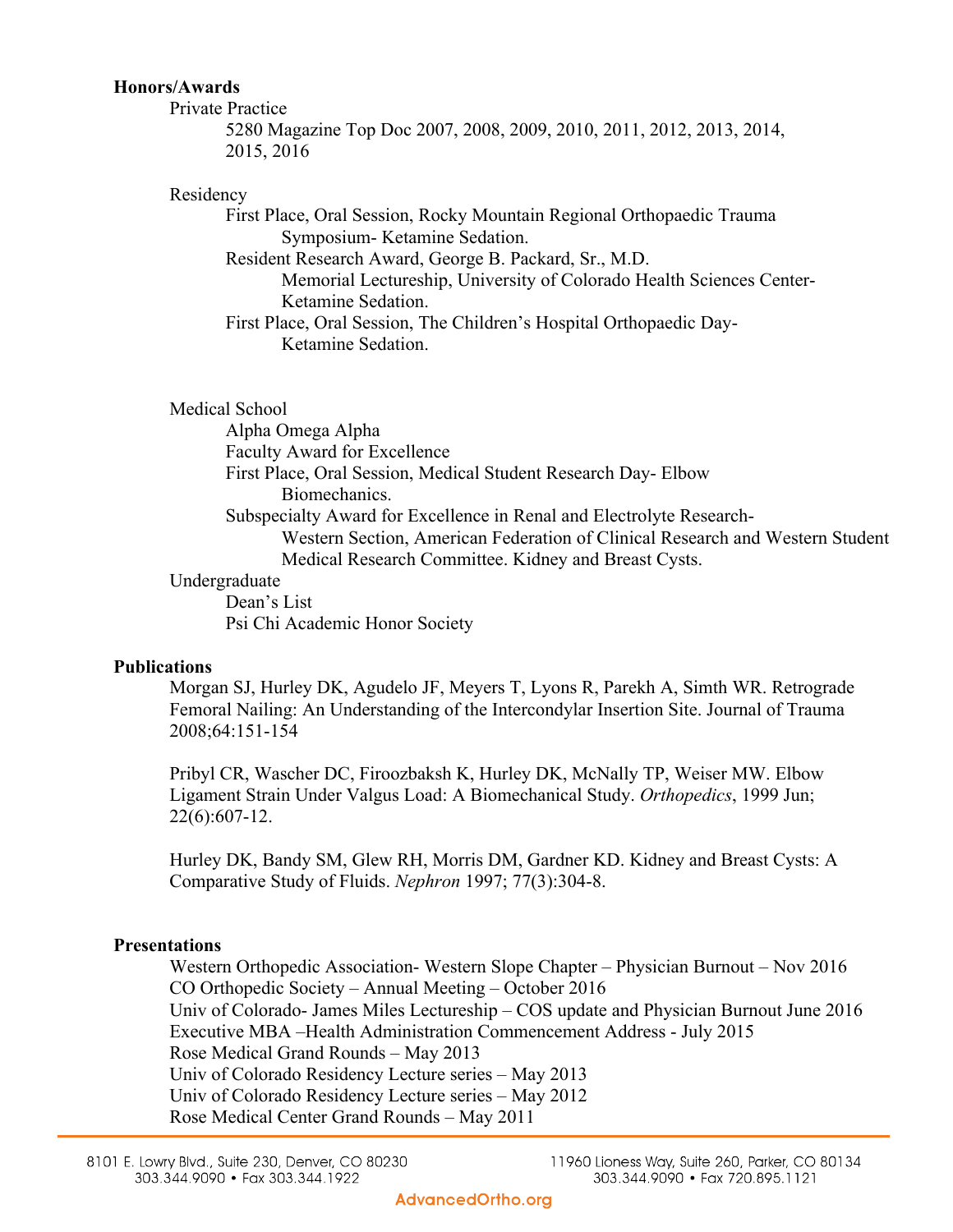**Honors/Awards**

Private Practice

5280 Magazine Top Doc 2007, 2008, 2009, 2010, 2011, 2012, 2013, 2014, 2015, 2016

Residency

First Place, Oral Session, Rocky Mountain Regional Orthopaedic Trauma Symposium- Ketamine Sedation.

Resident Research Award, George B. Packard, Sr., M.D. Memorial Lectureship, University of Colorado Health Sciences Center- Ketamine Sedation.

First Place, Oral Session, The Children's Hospital Orthopaedic Day- Ketamine Sedation.

Medical School

Alpha Omega Alpha

Faculty Award for Excellence

First Place, Oral Session, Medical Student Research Day- Elbow Biomechanics.

Subspecialty Award for Excellence in Renal and Electrolyte Research- Western Section, American Federation of Clinical Research and Western Student Medical Research Committee. Kidney and Breast Cysts.

Undergraduate

Dean's List

Psi Chi Academic Honor Society

**Publications**

Morgan SJ, Hurley DK, Agudelo JF, Meyers T, Lyons R, Parekh A, Simth WR. Retrograde Femoral Nailing: An Understanding of the Intercondylar Insertion Site. Journal of Trauma 2008;64:151-154

Pribyl CR, Wascher DC, Firoozbaksh K, Hurley DK, McNally TP, Weiser MW. Elbow Ligament Strain Under Valgus Load: A Biomechanical Study. *Orthopedics*, 1999 Jun; 22(6):607-12.

Hurley DK, Bandy SM, Glew RH, Morris DM, Gardner KD. Kidney and Breast Cysts: A Comparative Study of Fluids. *Nephron* 1997; 77(3):304-8.

**Presentations**

Western Orthopedic Association- Western Slope Chapter – Physician Burnout – Nov 2016

CO Orthopedic Society – Annual Meeting – October 2016

Univ of Colorado- James Miles Lectureship – COS update and Physician Burnout June 2016

Executive MBA –Health Administration Commencement Address - July 2015

Rose Medical Grand Rounds – May 2013

Univ of Colorado Residency Lecture series – May 2013

Univ of Colorado Residency Lecture series – May 2012

Rose Medical Center Grand Rounds – May 2011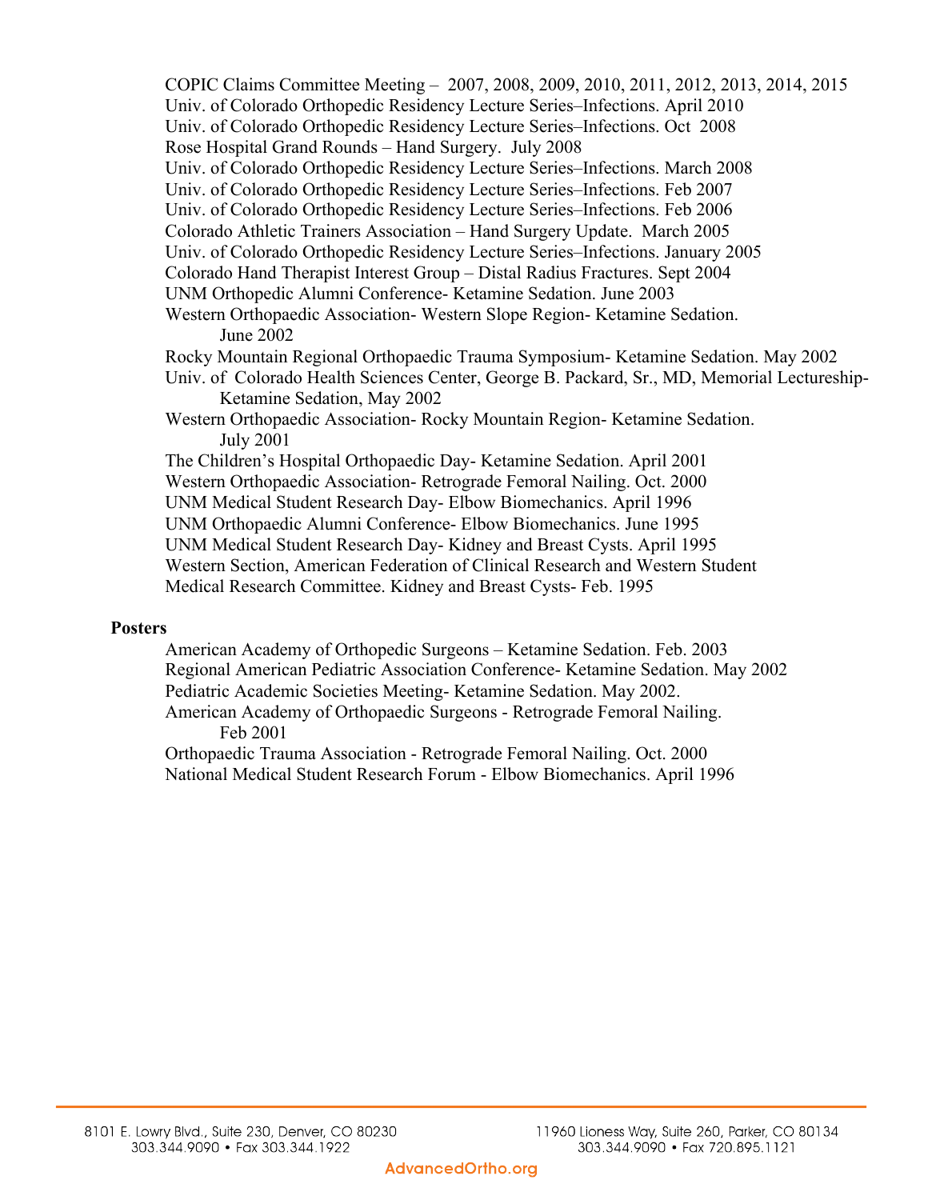COPIC Claims Committee Meeting – 2007, 2008, 2009, 2010, 2011, 2012, 2013, 2014, 2015
Univ. of Colorado Orthopedic Residency Lecture Series–Infections. April 2010
Univ. of Colorado Orthopedic Residency Lecture Series–Infections. Oct 2008
Rose Hospital Grand Rounds – Hand Surgery. July 2008
Univ. of Colorado Orthopedic Residency Lecture Series–Infections. March 2008
Univ. of Colorado Orthopedic Residency Lecture Series–Infections. Feb 2007
Univ. of Colorado Orthopedic Residency Lecture Series–Infections. Feb 2006
Colorado Athletic Trainers Association – Hand Surgery Update. March 2005
Univ. of Colorado Orthopedic Residency Lecture Series–Infections. January 2005
Colorado Hand Therapist Interest Group – Distal Radius Fractures. Sept 2004
UNM Orthopedic Alumni Conference- Ketamine Sedation. June 2003
Western Orthopaedic Association- Western Slope Region- Ketamine Sedation. June 2002
Rocky Mountain Regional Orthopaedic Trauma Symposium- Ketamine Sedation. May 2002
Univ. of Colorado Health Sciences Center, George B. Packard, Sr., MD, Memorial Lectureship- Ketamine Sedation, May 2002
Western Orthopaedic Association- Rocky Mountain Region- Ketamine Sedation. July 2001
The Children's Hospital Orthopaedic Day- Ketamine Sedation. April 2001
Western Orthopaedic Association- Retrograde Femoral Nailing. Oct. 2000
UNM Medical Student Research Day- Elbow Biomechanics. April 1996
UNM Orthopaedic Alumni Conference- Elbow Biomechanics. June 1995
UNM Medical Student Research Day- Kidney and Breast Cysts. April 1995
Western Section, American Federation of Clinical Research and Western Student Medical Research Committee. Kidney and Breast Cysts- Feb. 1995

**Posters**

American Academy of Orthopedic Surgeons – Ketamine Sedation. Feb. 2003
Regional American Pediatric Association Conference- Ketamine Sedation. May 2002
Pediatric Academic Societies Meeting- Ketamine Sedation. May 2002.
American Academy of Orthopaedic Surgeons - Retrograde Femoral Nailing. Feb 2001
Orthopaedic Trauma Association - Retrograde Femoral Nailing. Oct. 2000
National Medical Student Research Forum - Elbow Biomechanics. April 1996